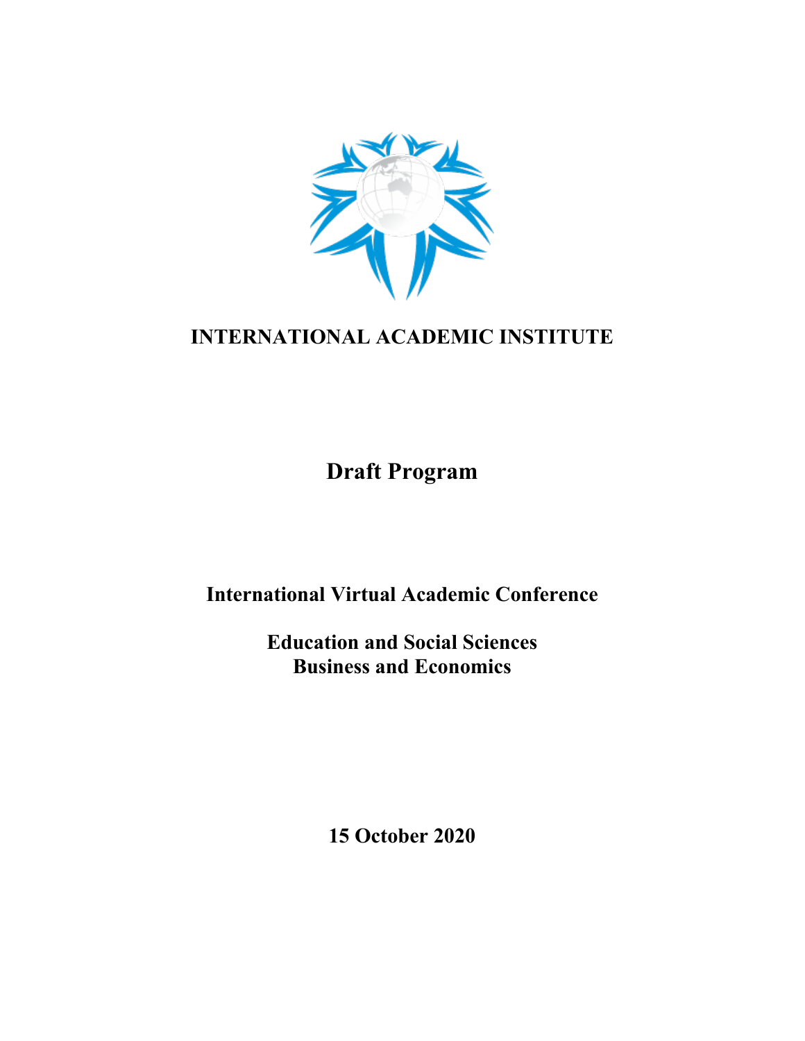# INTERNATIONAL ACADEMIC INSTITUTE

## Draft Program

### International Virtual Academic Conference

### Education and Social Sciences
### Business and Economics

**15 October 2020**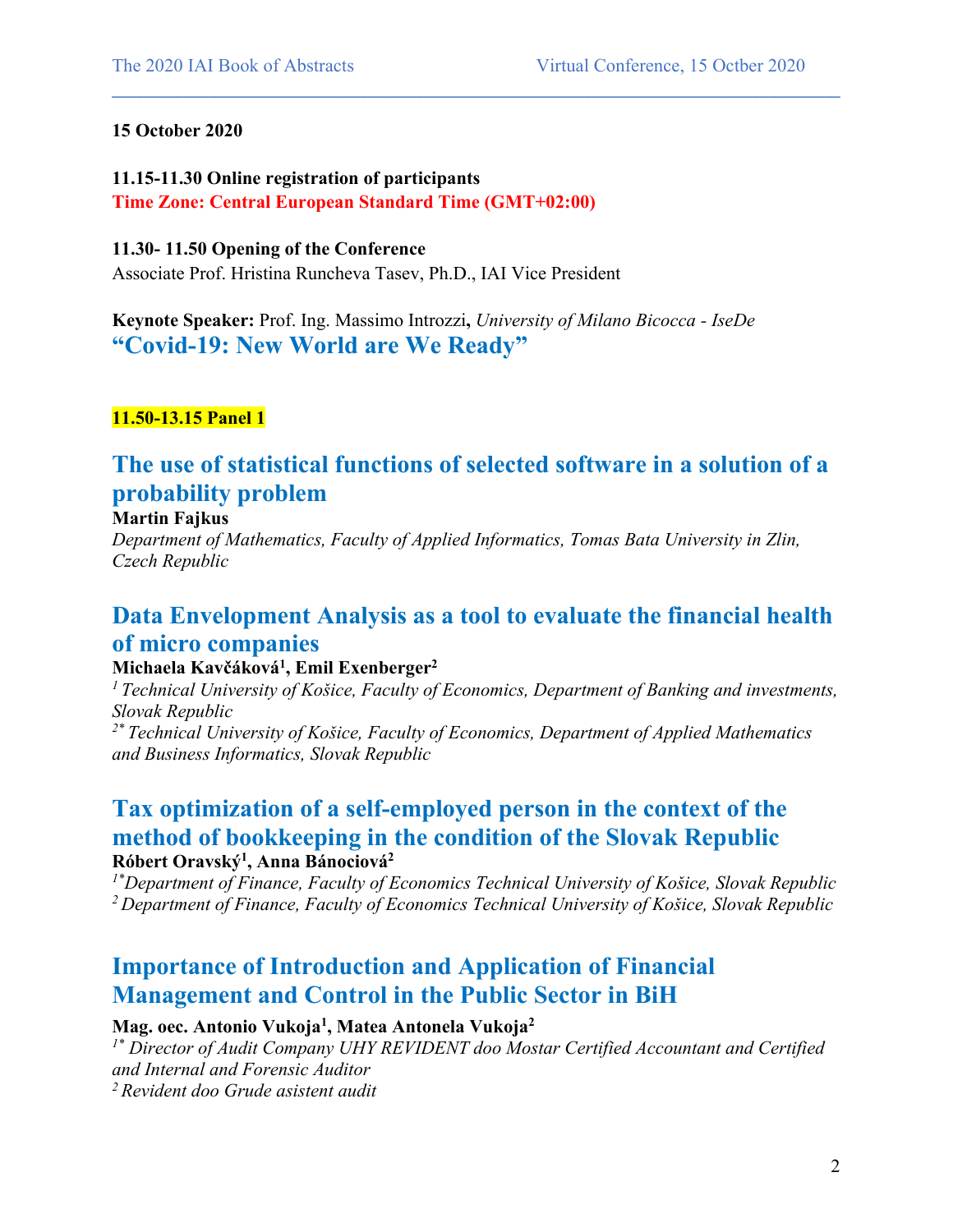**15 October 2020**

**11.15-11.30 Online registration of participants**
**Time Zone: Central European Standard Time (GMT+02:00)**

**11.30- 11.50 Opening of the Conference**
Associate Prof. Hristina Runcheva Tasev, Ph.D., IAI Vice President

**Keynote Speaker:** Prof. Ing. Massimo Introzzi**,** *University of Milano Bicocca - IseDe*

## "Covid-19: New World are We Ready"

**11.50-13.15 Panel 1**

## The use of statistical functions of selected software in a solution of a probability problem

**Martin Fajkus**
*Department of Mathematics, Faculty of Applied Informatics, Tomas Bata University in Zlin, Czech Republic*

## Data Envelopment Analysis as a tool to evaluate the financial health of micro companies

**Michaela Kavčáková[1], Emil Exenberger[2]**
*[1] Technical University of Košice, Faculty of Economics, Department of Banking and investments, Slovak Republic*
*[2*] Technical University of Košice, Faculty of Economics, Department of Applied Mathematics and Business Informatics, Slovak Republic*

## Tax optimization of a self-employed person in the context of the method of bookkeeping in the condition of the Slovak Republic

**Róbert Oravský[1], Anna Bánociová[2]**
*[1*]Department of Finance, Faculty of Economics Technical University of Košice, Slovak Republic*
*[2] Department of Finance, Faculty of Economics Technical University of Košice, Slovak Republic*

## Importance of Introduction and Application of Financial Management and Control in the Public Sector in BiH

**Mag. oec. Antonio Vukoja[1], Matea Antonela Vukoja[2]**
*[1*] Director of Audit Company UHY REVIDENT doo Mostar Certified Accountant and Certified and Internal and Forensic Auditor*
*[2] Revident doo Grude asistent audit*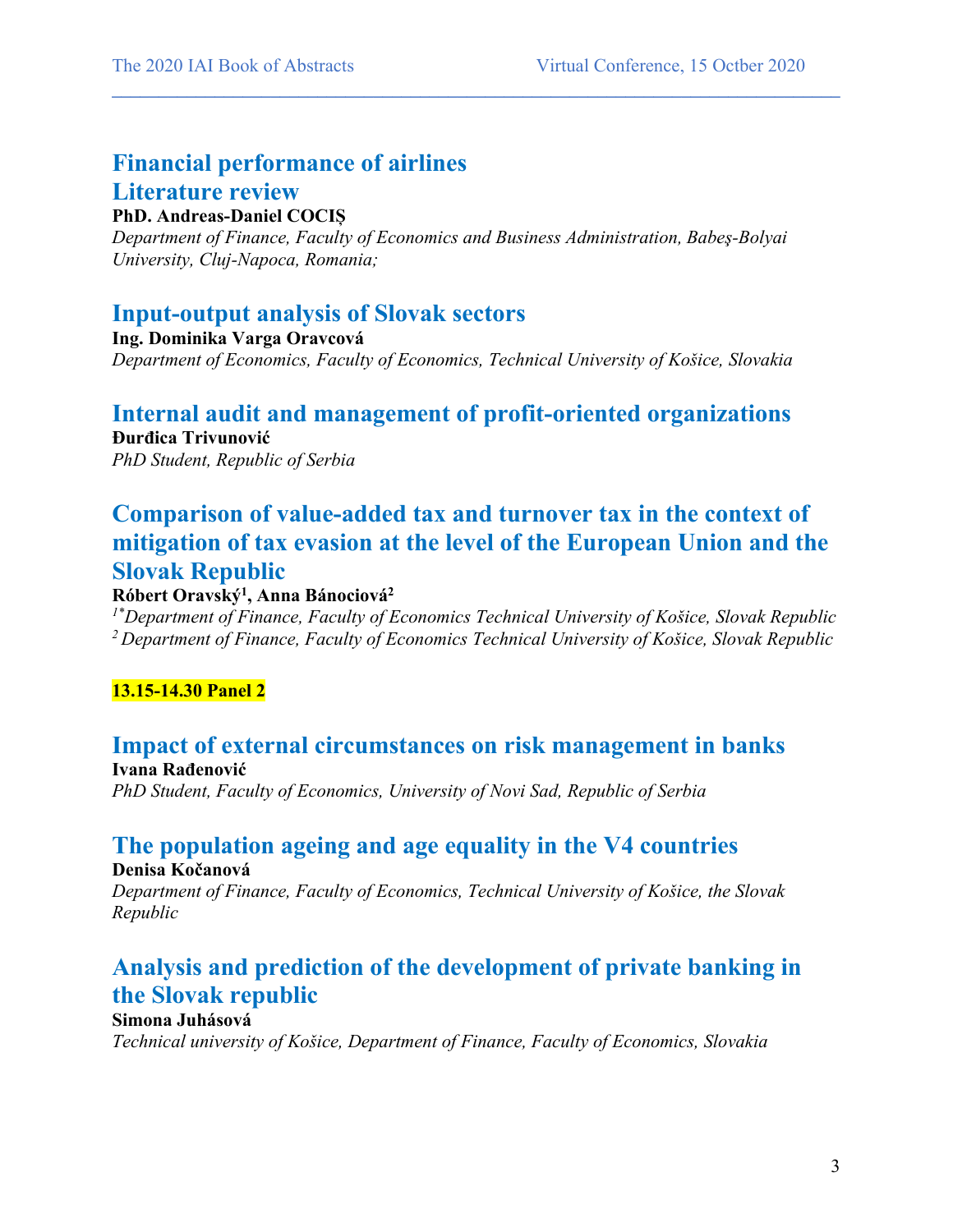## Financial performance of airlines
## Literature review

**PhD. Andreas-Daniel COCIȘ**

*Department of Finance, Faculty of Economics and Business Administration, Babeş-Bolyai University, Cluj-Napoca, Romania;*

## Input-output analysis of Slovak sectors

**Ing. Dominika Varga Oravcová**

*Department of Economics, Faculty of Economics, Technical University of Košice, Slovakia*

## Internal audit and management of profit-oriented organizations

**Đurđica Trivunović**

*PhD Student, Republic of Serbia*

## Comparison of value-added tax and turnover tax in the context of mitigation of tax evasion at the level of the European Union and the Slovak Republic

**Róbert Oravský[1], Anna Bánociová[2]**

*[1*]Department of Finance, Faculty of Economics Technical University of Košice, Slovak Republic*
*[2] Department of Finance, Faculty of Economics Technical University of Košice, Slovak Republic*

**13.15-14.30 Panel 2**

## Impact of external circumstances on risk management in banks

**Ivana Rađenović**

*PhD Student, Faculty of Economics, University of Novi Sad, Republic of Serbia*

## The population ageing and age equality in the V4 countries

**Denisa Kočanová**

*Department of Finance, Faculty of Economics, Technical University of Košice, the Slovak Republic*

## Analysis and prediction of the development of private banking in the Slovak republic

**Simona Juhásová**

*Technical university of Košice, Department of Finance, Faculty of Economics, Slovakia*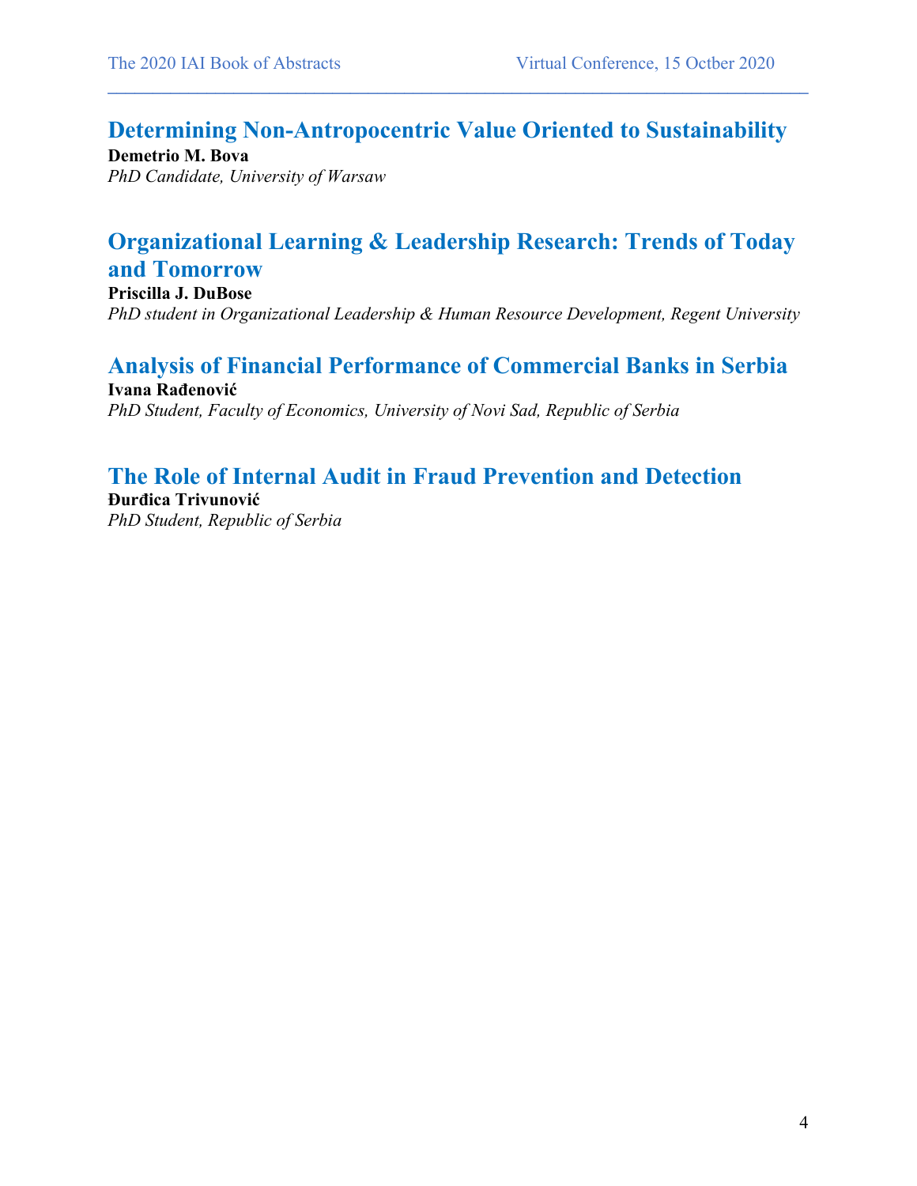## Determining Non-Antropocentric Value Oriented to Sustainability

**Demetrio M. Bova**

*PhD Candidate, University of Warsaw*

## Organizational Learning & Leadership Research: Trends of Today and Tomorrow

**Priscilla J. DuBose**

*PhD student in Organizational Leadership & Human Resource Development, Regent University*

## Analysis of Financial Performance of Commercial Banks in Serbia

**Ivana Rađenović**

*PhD Student, Faculty of Economics, University of Novi Sad, Republic of Serbia*

## The Role of Internal Audit in Fraud Prevention and Detection

**Đurđica Trivunović**

*PhD Student, Republic of Serbia*